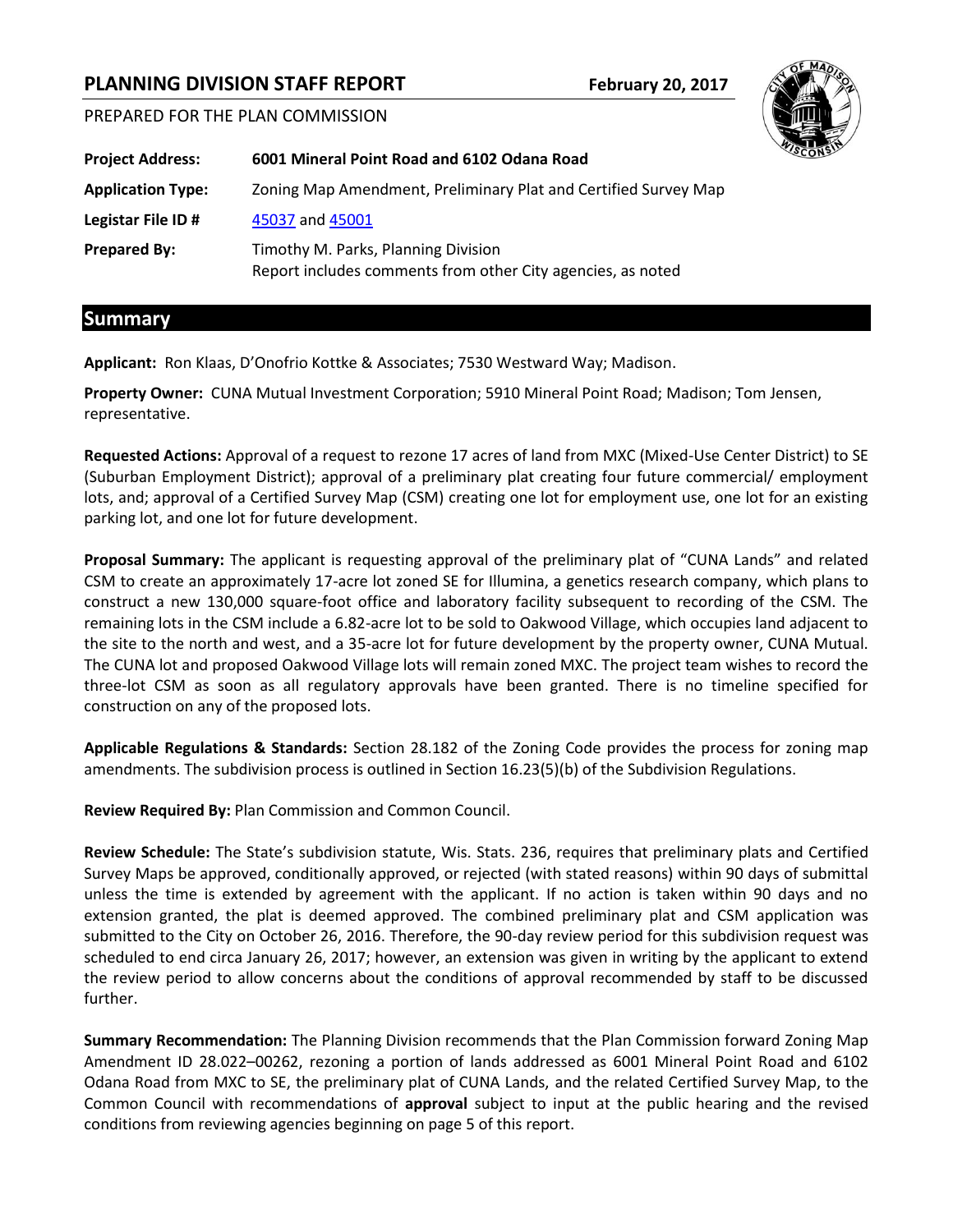# PLANNING DIVISION STAFF REPORT

**February 20, 2017**

PREPARED FOR THE PLAN COMMISSION

| | |
|---|---|
| **Project Address:** | **6001 Mineral Point Road and 6102 Odana Road** |
| **Application Type:** | Zoning Map Amendment, Preliminary Plat and Certified Survey Map |
| **Legistar File ID #** | 45037 and 45001 |
| **Prepared By:** | Timothy M. Parks, Planning Division<br>Report includes comments from other City agencies, as noted |

## Summary

**Applicant:** Ron Klaas, D'Onofrio Kottke & Associates; 7530 Westward Way; Madison.

**Property Owner:** CUNA Mutual Investment Corporation; 5910 Mineral Point Road; Madison; Tom Jensen, representative.

**Requested Actions:** Approval of a request to rezone 17 acres of land from MXC (Mixed-Use Center District) to SE (Suburban Employment District); approval of a preliminary plat creating four future commercial/ employment lots, and; approval of a Certified Survey Map (CSM) creating one lot for employment use, one lot for an existing parking lot, and one lot for future development.

**Proposal Summary:** The applicant is requesting approval of the preliminary plat of "CUNA Lands" and related CSM to create an approximately 17-acre lot zoned SE for Illumina, a genetics research company, which plans to construct a new 130,000 square-foot office and laboratory facility subsequent to recording of the CSM. The remaining lots in the CSM include a 6.82-acre lot to be sold to Oakwood Village, which occupies land adjacent to the site to the north and west, and a 35-acre lot for future development by the property owner, CUNA Mutual. The CUNA lot and proposed Oakwood Village lots will remain zoned MXC. The project team wishes to record the three-lot CSM as soon as all regulatory approvals have been granted. There is no timeline specified for construction on any of the proposed lots.

**Applicable Regulations & Standards:** Section 28.182 of the Zoning Code provides the process for zoning map amendments. The subdivision process is outlined in Section 16.23(5)(b) of the Subdivision Regulations.

**Review Required By:** Plan Commission and Common Council.

**Review Schedule:** The State's subdivision statute, Wis. Stats. 236, requires that preliminary plats and Certified Survey Maps be approved, conditionally approved, or rejected (with stated reasons) within 90 days of submittal unless the time is extended by agreement with the applicant. If no action is taken within 90 days and no extension granted, the plat is deemed approved. The combined preliminary plat and CSM application was submitted to the City on October 26, 2016. Therefore, the 90-day review period for this subdivision request was scheduled to end circa January 26, 2017; however, an extension was given in writing by the applicant to extend the review period to allow concerns about the conditions of approval recommended by staff to be discussed further.

**Summary Recommendation:** The Planning Division recommends that the Plan Commission forward Zoning Map Amendment ID 28.022–00262, rezoning a portion of lands addressed as 6001 Mineral Point Road and 6102 Odana Road from MXC to SE, the preliminary plat of CUNA Lands, and the related Certified Survey Map, to the Common Council with recommendations of **approval** subject to input at the public hearing and the revised conditions from reviewing agencies beginning on page 5 of this report.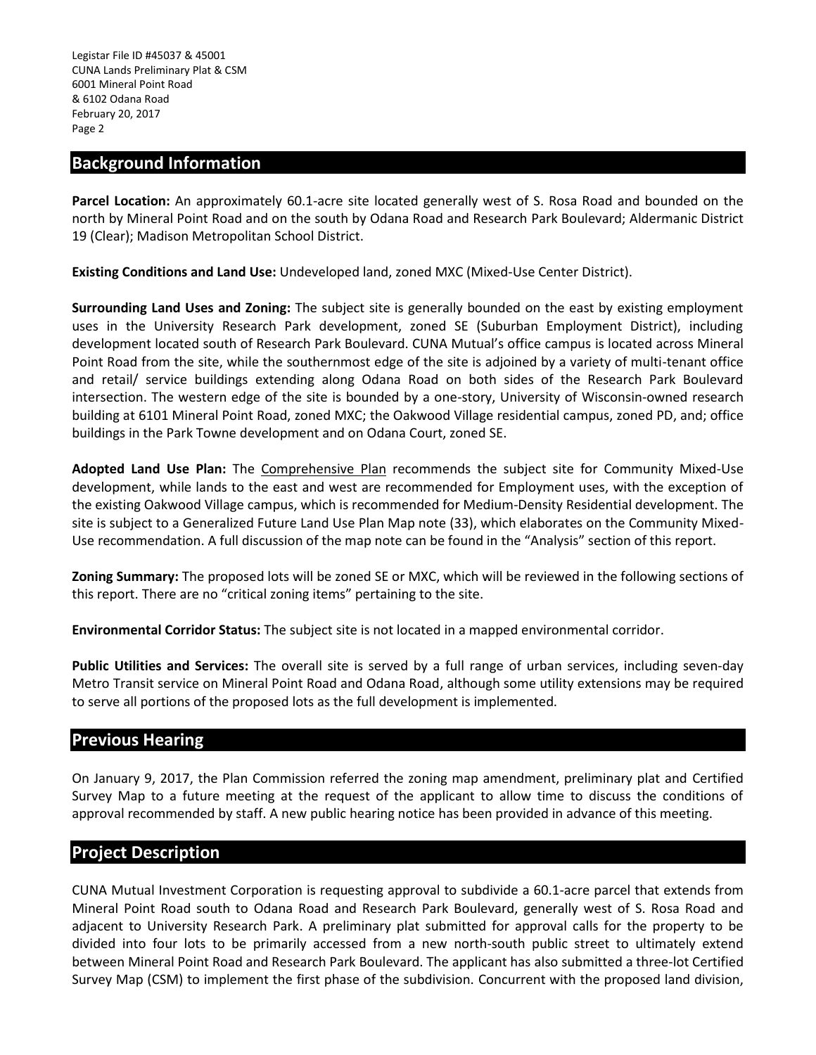## Background Information

**Parcel Location:** An approximately 60.1-acre site located generally west of S. Rosa Road and bounded on the north by Mineral Point Road and on the south by Odana Road and Research Park Boulevard; Aldermanic District 19 (Clear); Madison Metropolitan School District.

**Existing Conditions and Land Use:** Undeveloped land, zoned MXC (Mixed-Use Center District).

**Surrounding Land Uses and Zoning:** The subject site is generally bounded on the east by existing employment uses in the University Research Park development, zoned SE (Suburban Employment District), including development located south of Research Park Boulevard. CUNA Mutual's office campus is located across Mineral Point Road from the site, while the southernmost edge of the site is adjoined by a variety of multi-tenant office and retail/ service buildings extending along Odana Road on both sides of the Research Park Boulevard intersection. The western edge of the site is bounded by a one-story, University of Wisconsin-owned research building at 6101 Mineral Point Road, zoned MXC; the Oakwood Village residential campus, zoned PD, and; office buildings in the Park Towne development and on Odana Court, zoned SE.

**Adopted Land Use Plan:** The Comprehensive Plan recommends the subject site for Community Mixed-Use development, while lands to the east and west are recommended for Employment uses, with the exception of the existing Oakwood Village campus, which is recommended for Medium-Density Residential development. The site is subject to a Generalized Future Land Use Plan Map note (33), which elaborates on the Community Mixed-Use recommendation. A full discussion of the map note can be found in the "Analysis" section of this report.

**Zoning Summary:** The proposed lots will be zoned SE or MXC, which will be reviewed in the following sections of this report. There are no "critical zoning items" pertaining to the site.

**Environmental Corridor Status:** The subject site is not located in a mapped environmental corridor.

**Public Utilities and Services:** The overall site is served by a full range of urban services, including seven-day Metro Transit service on Mineral Point Road and Odana Road, although some utility extensions may be required to serve all portions of the proposed lots as the full development is implemented.

## Previous Hearing

On January 9, 2017, the Plan Commission referred the zoning map amendment, preliminary plat and Certified Survey Map to a future meeting at the request of the applicant to allow time to discuss the conditions of approval recommended by staff. A new public hearing notice has been provided in advance of this meeting.

## Project Description

CUNA Mutual Investment Corporation is requesting approval to subdivide a 60.1-acre parcel that extends from Mineral Point Road south to Odana Road and Research Park Boulevard, generally west of S. Rosa Road and adjacent to University Research Park. A preliminary plat submitted for approval calls for the property to be divided into four lots to be primarily accessed from a new north-south public street to ultimately extend between Mineral Point Road and Research Park Boulevard. The applicant has also submitted a three-lot Certified Survey Map (CSM) to implement the first phase of the subdivision. Concurrent with the proposed land division,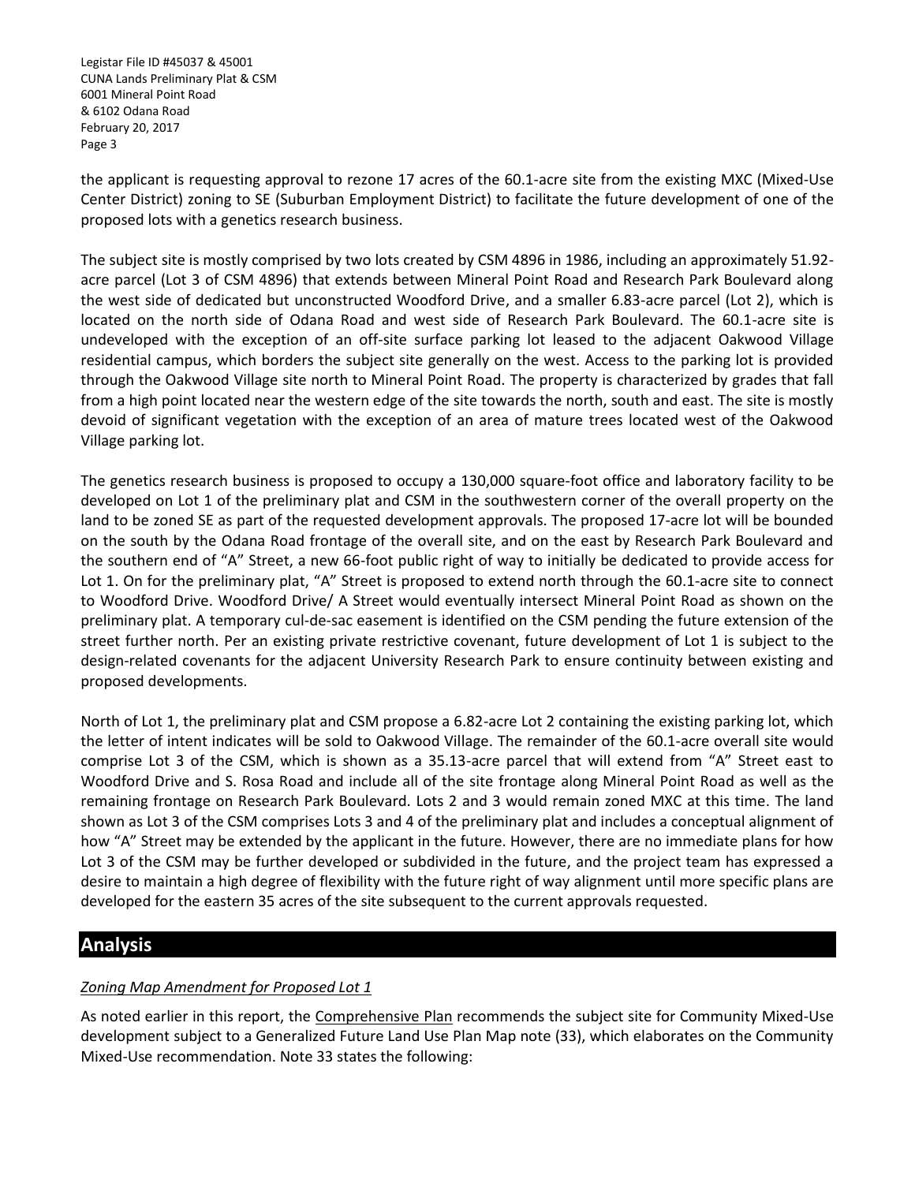the applicant is requesting approval to rezone 17 acres of the 60.1-acre site from the existing MXC (Mixed-Use Center District) zoning to SE (Suburban Employment District) to facilitate the future development of one of the proposed lots with a genetics research business.

The subject site is mostly comprised by two lots created by CSM 4896 in 1986, including an approximately 51.92-acre parcel (Lot 3 of CSM 4896) that extends between Mineral Point Road and Research Park Boulevard along the west side of dedicated but unconstructed Woodford Drive, and a smaller 6.83-acre parcel (Lot 2), which is located on the north side of Odana Road and west side of Research Park Boulevard. The 60.1-acre site is undeveloped with the exception of an off-site surface parking lot leased to the adjacent Oakwood Village residential campus, which borders the subject site generally on the west. Access to the parking lot is provided through the Oakwood Village site north to Mineral Point Road. The property is characterized by grades that fall from a high point located near the western edge of the site towards the north, south and east. The site is mostly devoid of significant vegetation with the exception of an area of mature trees located west of the Oakwood Village parking lot.

The genetics research business is proposed to occupy a 130,000 square-foot office and laboratory facility to be developed on Lot 1 of the preliminary plat and CSM in the southwestern corner of the overall property on the land to be zoned SE as part of the requested development approvals. The proposed 17-acre lot will be bounded on the south by the Odana Road frontage of the overall site, and on the east by Research Park Boulevard and the southern end of "A" Street, a new 66-foot public right of way to initially be dedicated to provide access for Lot 1. On for the preliminary plat, "A" Street is proposed to extend north through the 60.1-acre site to connect to Woodford Drive. Woodford Drive/ A Street would eventually intersect Mineral Point Road as shown on the preliminary plat. A temporary cul-de-sac easement is identified on the CSM pending the future extension of the street further north. Per an existing private restrictive covenant, future development of Lot 1 is subject to the design-related covenants for the adjacent University Research Park to ensure continuity between existing and proposed developments.

North of Lot 1, the preliminary plat and CSM propose a 6.82-acre Lot 2 containing the existing parking lot, which the letter of intent indicates will be sold to Oakwood Village. The remainder of the 60.1-acre overall site would comprise Lot 3 of the CSM, which is shown as a 35.13-acre parcel that will extend from "A" Street east to Woodford Drive and S. Rosa Road and include all of the site frontage along Mineral Point Road as well as the remaining frontage on Research Park Boulevard. Lots 2 and 3 would remain zoned MXC at this time. The land shown as Lot 3 of the CSM comprises Lots 3 and 4 of the preliminary plat and includes a conceptual alignment of how "A" Street may be extended by the applicant in the future. However, there are no immediate plans for how Lot 3 of the CSM may be further developed or subdivided in the future, and the project team has expressed a desire to maintain a high degree of flexibility with the future right of way alignment until more specific plans are developed for the eastern 35 acres of the site subsequent to the current approvals requested.

## Analysis

*Zoning Map Amendment for Proposed Lot 1*

As noted earlier in this report, the Comprehensive Plan recommends the subject site for Community Mixed-Use development subject to a Generalized Future Land Use Plan Map note (33), which elaborates on the Community Mixed-Use recommendation. Note 33 states the following: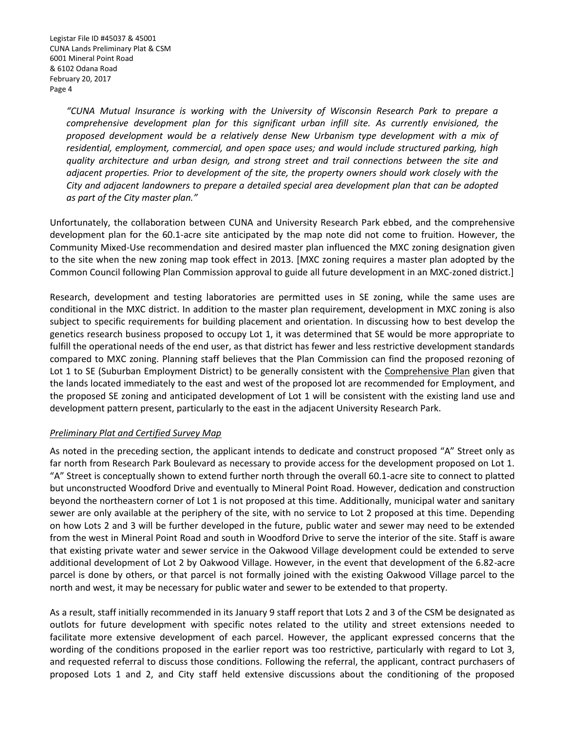*"CUNA Mutual Insurance is working with the University of Wisconsin Research Park to prepare a comprehensive development plan for this significant urban infill site. As currently envisioned, the proposed development would be a relatively dense New Urbanism type development with a mix of residential, employment, commercial, and open space uses; and would include structured parking, high quality architecture and urban design, and strong street and trail connections between the site and adjacent properties. Prior to development of the site, the property owners should work closely with the City and adjacent landowners to prepare a detailed special area development plan that can be adopted as part of the City master plan."*

Unfortunately, the collaboration between CUNA and University Research Park ebbed, and the comprehensive development plan for the 60.1-acre site anticipated by the map note did not come to fruition. However, the Community Mixed-Use recommendation and desired master plan influenced the MXC zoning designation given to the site when the new zoning map took effect in 2013. [MXC zoning requires a master plan adopted by the Common Council following Plan Commission approval to guide all future development in an MXC-zoned district.]

Research, development and testing laboratories are permitted uses in SE zoning, while the same uses are conditional in the MXC district. In addition to the master plan requirement, development in MXC zoning is also subject to specific requirements for building placement and orientation. In discussing how to best develop the genetics research business proposed to occupy Lot 1, it was determined that SE would be more appropriate to fulfill the operational needs of the end user, as that district has fewer and less restrictive development standards compared to MXC zoning. Planning staff believes that the Plan Commission can find the proposed rezoning of Lot 1 to SE (Suburban Employment District) to be generally consistent with the Comprehensive Plan given that the lands located immediately to the east and west of the proposed lot are recommended for Employment, and the proposed SE zoning and anticipated development of Lot 1 will be consistent with the existing land use and development pattern present, particularly to the east in the adjacent University Research Park.

*Preliminary Plat and Certified Survey Map*

As noted in the preceding section, the applicant intends to dedicate and construct proposed "A" Street only as far north from Research Park Boulevard as necessary to provide access for the development proposed on Lot 1. "A" Street is conceptually shown to extend further north through the overall 60.1-acre site to connect to platted but unconstructed Woodford Drive and eventually to Mineral Point Road. However, dedication and construction beyond the northeastern corner of Lot 1 is not proposed at this time. Additionally, municipal water and sanitary sewer are only available at the periphery of the site, with no service to Lot 2 proposed at this time. Depending on how Lots 2 and 3 will be further developed in the future, public water and sewer may need to be extended from the west in Mineral Point Road and south in Woodford Drive to serve the interior of the site. Staff is aware that existing private water and sewer service in the Oakwood Village development could be extended to serve additional development of Lot 2 by Oakwood Village. However, in the event that development of the 6.82-acre parcel is done by others, or that parcel is not formally joined with the existing Oakwood Village parcel to the north and west, it may be necessary for public water and sewer to be extended to that property.

As a result, staff initially recommended in its January 9 staff report that Lots 2 and 3 of the CSM be designated as outlots for future development with specific notes related to the utility and street extensions needed to facilitate more extensive development of each parcel. However, the applicant expressed concerns that the wording of the conditions proposed in the earlier report was too restrictive, particularly with regard to Lot 3, and requested referral to discuss those conditions. Following the referral, the applicant, contract purchasers of proposed Lots 1 and 2, and City staff held extensive discussions about the conditioning of the proposed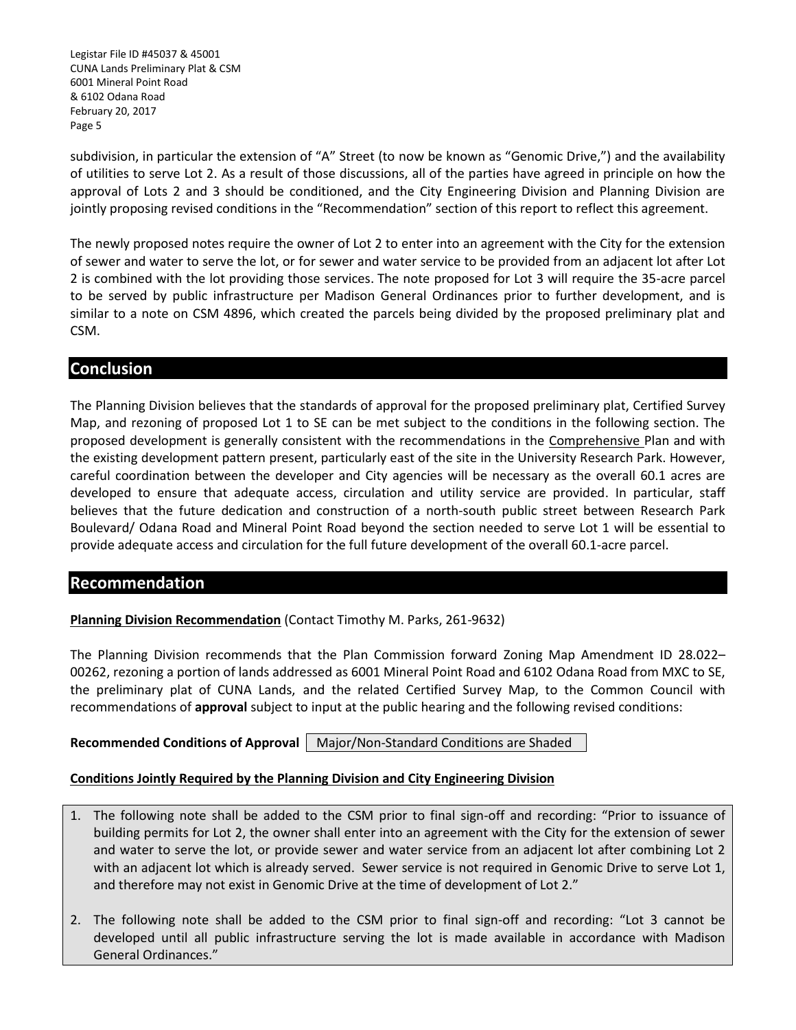subdivision, in particular the extension of "A" Street (to now be known as "Genomic Drive,") and the availability of utilities to serve Lot 2. As a result of those discussions, all of the parties have agreed in principle on how the approval of Lots 2 and 3 should be conditioned, and the City Engineering Division and Planning Division are jointly proposing revised conditions in the "Recommendation" section of this report to reflect this agreement.

The newly proposed notes require the owner of Lot 2 to enter into an agreement with the City for the extension of sewer and water to serve the lot, or for sewer and water service to be provided from an adjacent lot after Lot 2 is combined with the lot providing those services. The note proposed for Lot 3 will require the 35-acre parcel to be served by public infrastructure per Madison General Ordinances prior to further development, and is similar to a note on CSM 4896, which created the parcels being divided by the proposed preliminary plat and CSM.

## Conclusion

The Planning Division believes that the standards of approval for the proposed preliminary plat, Certified Survey Map, and rezoning of proposed Lot 1 to SE can be met subject to the conditions in the following section. The proposed development is generally consistent with the recommendations in the Comprehensive Plan and with the existing development pattern present, particularly east of the site in the University Research Park. However, careful coordination between the developer and City agencies will be necessary as the overall 60.1 acres are developed to ensure that adequate access, circulation and utility service are provided. In particular, staff believes that the future dedication and construction of a north-south public street between Research Park Boulevard/ Odana Road and Mineral Point Road beyond the section needed to serve Lot 1 will be essential to provide adequate access and circulation for the full future development of the overall 60.1-acre parcel.

## Recommendation

**Planning Division Recommendation** (Contact Timothy M. Parks, 261-9632)

The Planning Division recommends that the Plan Commission forward Zoning Map Amendment ID 28.022–00262, rezoning a portion of lands addressed as 6001 Mineral Point Road and 6102 Odana Road from MXC to SE, the preliminary plat of CUNA Lands, and the related Certified Survey Map, to the Common Council with recommendations of **approval** subject to input at the public hearing and the following revised conditions:

**Recommended Conditions of Approval** | Major/Non-Standard Conditions are Shaded

**Conditions Jointly Required by the Planning Division and City Engineering Division**

1. The following note shall be added to the CSM prior to final sign-off and recording: "Prior to issuance of building permits for Lot 2, the owner shall enter into an agreement with the City for the extension of sewer and water to serve the lot, or provide sewer and water service from an adjacent lot after combining Lot 2 with an adjacent lot which is already served. Sewer service is not required in Genomic Drive to serve Lot 1, and therefore may not exist in Genomic Drive at the time of development of Lot 2."

2. The following note shall be added to the CSM prior to final sign-off and recording: "Lot 3 cannot be developed until all public infrastructure serving the lot is made available in accordance with Madison General Ordinances."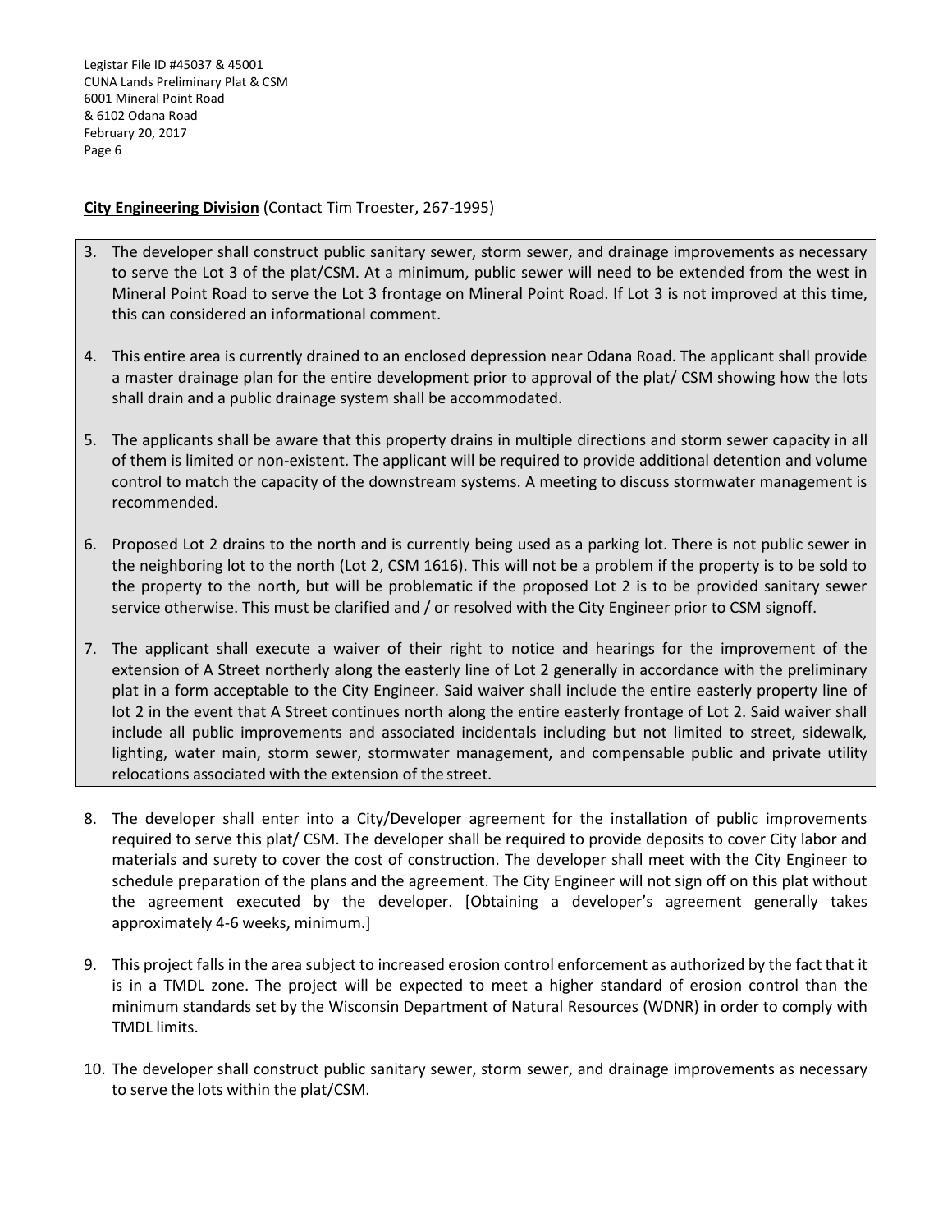**City Engineering Division** (Contact Tim Troester, 267-1995)

3. The developer shall construct public sanitary sewer, storm sewer, and drainage improvements as necessary to serve the Lot 3 of the plat/CSM. At a minimum, public sewer will need to be extended from the west in Mineral Point Road to serve the Lot 3 frontage on Mineral Point Road. If Lot 3 is not improved at this time, this can considered an informational comment.

4. This entire area is currently drained to an enclosed depression near Odana Road. The applicant shall provide a master drainage plan for the entire development prior to approval of the plat/ CSM showing how the lots shall drain and a public drainage system shall be accommodated.

5. The applicants shall be aware that this property drains in multiple directions and storm sewer capacity in all of them is limited or non-existent. The applicant will be required to provide additional detention and volume control to match the capacity of the downstream systems. A meeting to discuss stormwater management is recommended.

6. Proposed Lot 2 drains to the north and is currently being used as a parking lot. There is not public sewer in the neighboring lot to the north (Lot 2, CSM 1616). This will not be a problem if the property is to be sold to the property to the north, but will be problematic if the proposed Lot 2 is to be provided sanitary sewer service otherwise. This must be clarified and / or resolved with the City Engineer prior to CSM signoff.

7. The applicant shall execute a waiver of their right to notice and hearings for the improvement of the extension of A Street northerly along the easterly line of Lot 2 generally in accordance with the preliminary plat in a form acceptable to the City Engineer. Said waiver shall include the entire easterly property line of lot 2 in the event that A Street continues north along the entire easterly frontage of Lot 2. Said waiver shall include all public improvements and associated incidentals including but not limited to street, sidewalk, lighting, water main, storm sewer, stormwater management, and compensable public and private utility relocations associated with the extension of the street.

8. The developer shall enter into a City/Developer agreement for the installation of public improvements required to serve this plat/ CSM. The developer shall be required to provide deposits to cover City labor and materials and surety to cover the cost of construction. The developer shall meet with the City Engineer to schedule preparation of the plans and the agreement. The City Engineer will not sign off on this plat without the agreement executed by the developer. [Obtaining a developer's agreement generally takes approximately 4-6 weeks, minimum.]

9. This project falls in the area subject to increased erosion control enforcement as authorized by the fact that it is in a TMDL zone. The project will be expected to meet a higher standard of erosion control than the minimum standards set by the Wisconsin Department of Natural Resources (WDNR) in order to comply with TMDL limits.

10. The developer shall construct public sanitary sewer, storm sewer, and drainage improvements as necessary to serve the lots within the plat/CSM.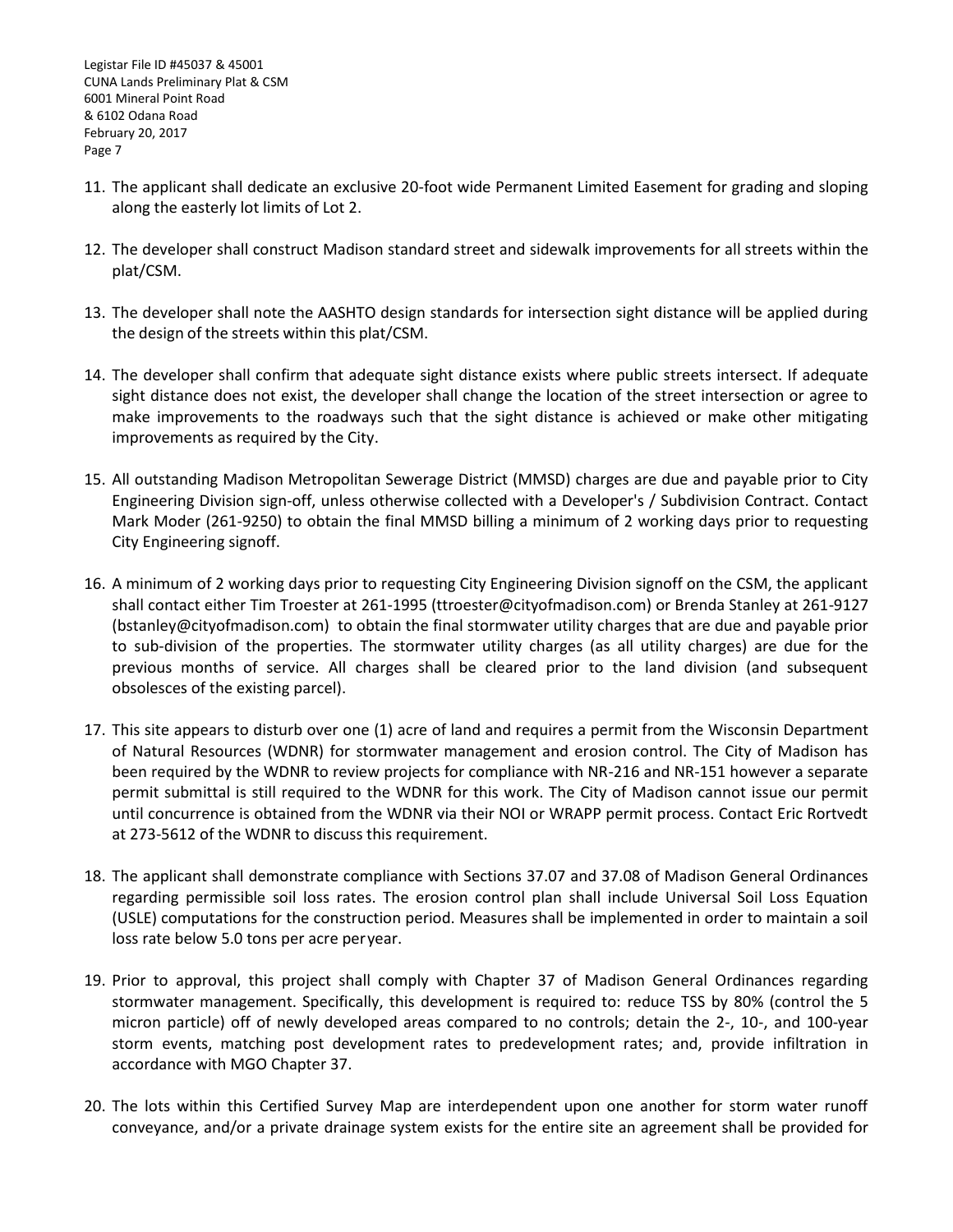11. The applicant shall dedicate an exclusive 20-foot wide Permanent Limited Easement for grading and sloping along the easterly lot limits of Lot 2.

12. The developer shall construct Madison standard street and sidewalk improvements for all streets within the plat/CSM.

13. The developer shall note the AASHTO design standards for intersection sight distance will be applied during the design of the streets within this plat/CSM.

14. The developer shall confirm that adequate sight distance exists where public streets intersect. If adequate sight distance does not exist, the developer shall change the location of the street intersection or agree to make improvements to the roadways such that the sight distance is achieved or make other mitigating improvements as required by the City.

15. All outstanding Madison Metropolitan Sewerage District (MMSD) charges are due and payable prior to City Engineering Division sign-off, unless otherwise collected with a Developer's / Subdivision Contract. Contact Mark Moder (261-9250) to obtain the final MMSD billing a minimum of 2 working days prior to requesting City Engineering signoff.

16. A minimum of 2 working days prior to requesting City Engineering Division signoff on the CSM, the applicant shall contact either Tim Troester at 261-1995 (ttroester@cityofmadison.com) or Brenda Stanley at 261-9127 (bstanley@cityofmadison.com) to obtain the final stormwater utility charges that are due and payable prior to sub-division of the properties. The stormwater utility charges (as all utility charges) are due for the previous months of service. All charges shall be cleared prior to the land division (and subsequent obsolesces of the existing parcel).

17. This site appears to disturb over one (1) acre of land and requires a permit from the Wisconsin Department of Natural Resources (WDNR) for stormwater management and erosion control. The City of Madison has been required by the WDNR to review projects for compliance with NR-216 and NR-151 however a separate permit submittal is still required to the WDNR for this work. The City of Madison cannot issue our permit until concurrence is obtained from the WDNR via their NOI or WRAPP permit process. Contact Eric Rortvedt at 273-5612 of the WDNR to discuss this requirement.

18. The applicant shall demonstrate compliance with Sections 37.07 and 37.08 of Madison General Ordinances regarding permissible soil loss rates. The erosion control plan shall include Universal Soil Loss Equation (USLE) computations for the construction period. Measures shall be implemented in order to maintain a soil loss rate below 5.0 tons per acre per year.

19. Prior to approval, this project shall comply with Chapter 37 of Madison General Ordinances regarding stormwater management. Specifically, this development is required to: reduce TSS by 80% (control the 5 micron particle) off of newly developed areas compared to no controls; detain the 2-, 10-, and 100-year storm events, matching post development rates to predevelopment rates; and, provide infiltration in accordance with MGO Chapter 37.

20. The lots within this Certified Survey Map are interdependent upon one another for storm water runoff conveyance, and/or a private drainage system exists for the entire site an agreement shall be provided for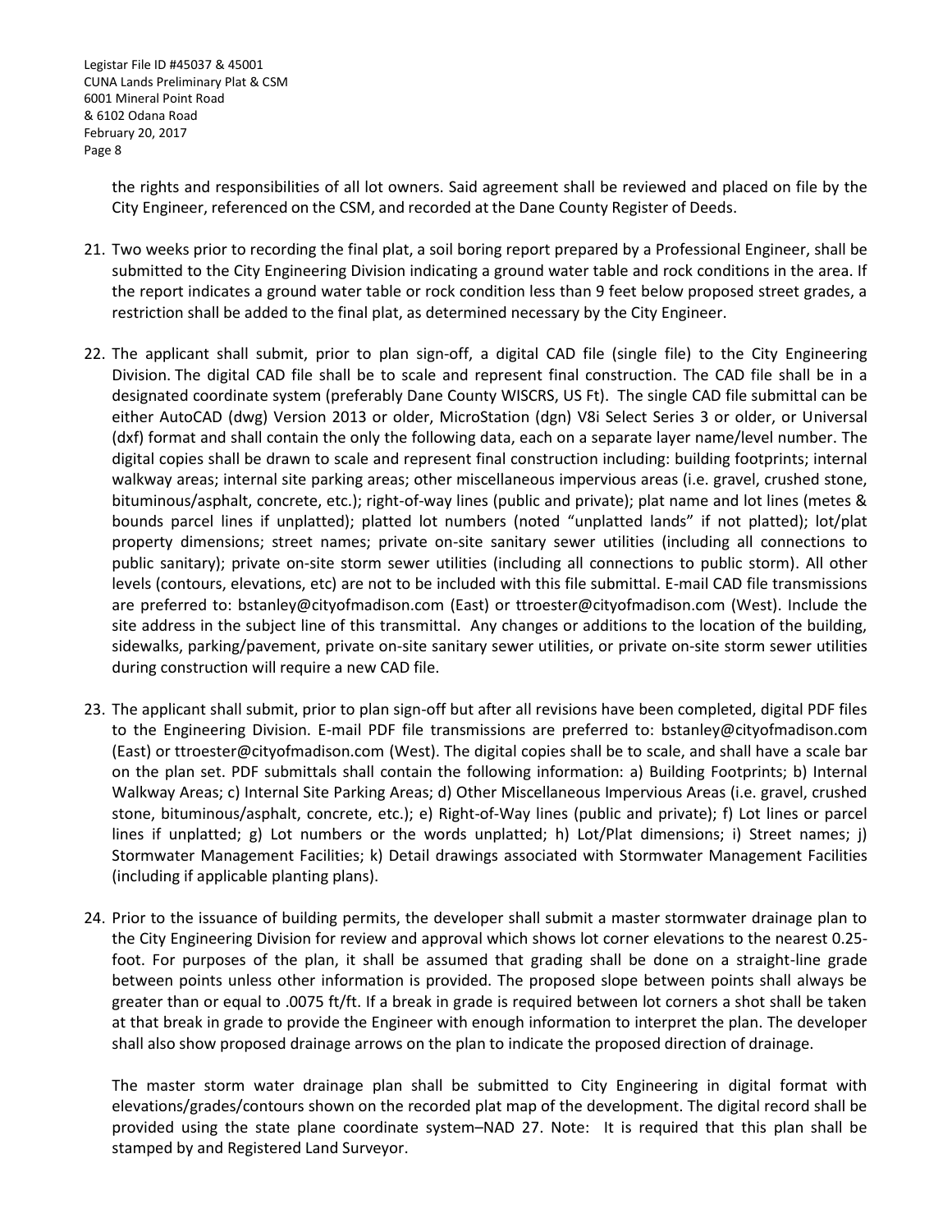the rights and responsibilities of all lot owners. Said agreement shall be reviewed and placed on file by the City Engineer, referenced on the CSM, and recorded at the Dane County Register of Deeds.

21. Two weeks prior to recording the final plat, a soil boring report prepared by a Professional Engineer, shall be submitted to the City Engineering Division indicating a ground water table and rock conditions in the area. If the report indicates a ground water table or rock condition less than 9 feet below proposed street grades, a restriction shall be added to the final plat, as determined necessary by the City Engineer.

22. The applicant shall submit, prior to plan sign-off, a digital CAD file (single file) to the City Engineering Division. The digital CAD file shall be to scale and represent final construction. The CAD file shall be in a designated coordinate system (preferably Dane County WISCRS, US Ft). The single CAD file submittal can be either AutoCAD (dwg) Version 2013 or older, MicroStation (dgn) V8i Select Series 3 or older, or Universal (dxf) format and shall contain the only the following data, each on a separate layer name/level number. The digital copies shall be drawn to scale and represent final construction including: building footprints; internal walkway areas; internal site parking areas; other miscellaneous impervious areas (i.e. gravel, crushed stone, bituminous/asphalt, concrete, etc.); right-of-way lines (public and private); plat name and lot lines (metes & bounds parcel lines if unplatted); platted lot numbers (noted "unplatted lands" if not platted); lot/plat property dimensions; street names; private on-site sanitary sewer utilities (including all connections to public sanitary); private on-site storm sewer utilities (including all connections to public storm). All other levels (contours, elevations, etc) are not to be included with this file submittal. E-mail CAD file transmissions are preferred to: bstanley@cityofmadison.com (East) or ttroester@cityofmadison.com (West). Include the site address in the subject line of this transmittal. Any changes or additions to the location of the building, sidewalks, parking/pavement, private on-site sanitary sewer utilities, or private on-site storm sewer utilities during construction will require a new CAD file.

23. The applicant shall submit, prior to plan sign-off but after all revisions have been completed, digital PDF files to the Engineering Division. E-mail PDF file transmissions are preferred to: bstanley@cityofmadison.com (East) or ttroester@cityofmadison.com (West). The digital copies shall be to scale, and shall have a scale bar on the plan set. PDF submittals shall contain the following information: a) Building Footprints; b) Internal Walkway Areas; c) Internal Site Parking Areas; d) Other Miscellaneous Impervious Areas (i.e. gravel, crushed stone, bituminous/asphalt, concrete, etc.); e) Right-of-Way lines (public and private); f) Lot lines or parcel lines if unplatted; g) Lot numbers or the words unplatted; h) Lot/Plat dimensions; i) Street names; j) Stormwater Management Facilities; k) Detail drawings associated with Stormwater Management Facilities (including if applicable planting plans).

24. Prior to the issuance of building permits, the developer shall submit a master stormwater drainage plan to the City Engineering Division for review and approval which shows lot corner elevations to the nearest 0.25-foot. For purposes of the plan, it shall be assumed that grading shall be done on a straight-line grade between points unless other information is provided. The proposed slope between points shall always be greater than or equal to .0075 ft/ft. If a break in grade is required between lot corners a shot shall be taken at that break in grade to provide the Engineer with enough information to interpret the plan. The developer shall also show proposed drainage arrows on the plan to indicate the proposed direction of drainage.

    The master storm water drainage plan shall be submitted to City Engineering in digital format with elevations/grades/contours shown on the recorded plat map of the development. The digital record shall be provided using the state plane coordinate system–NAD 27. Note: It is required that this plan shall be stamped by and Registered Land Surveyor.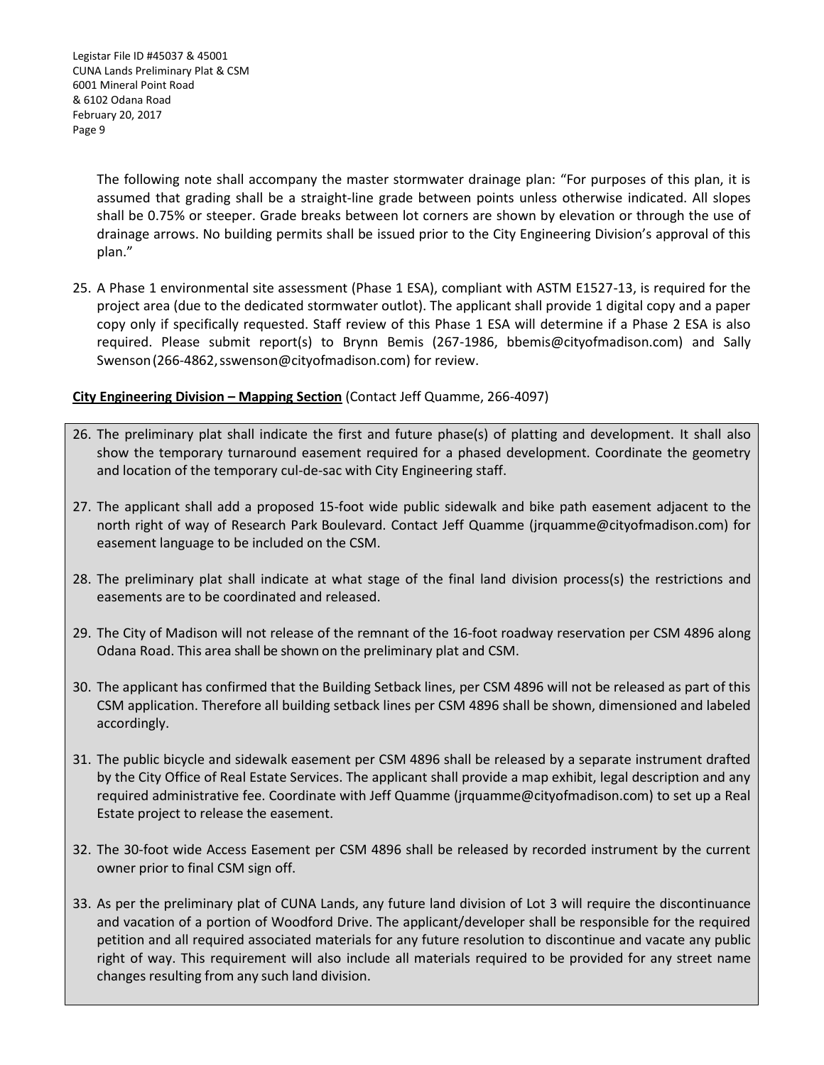The following note shall accompany the master stormwater drainage plan: "For purposes of this plan, it is assumed that grading shall be a straight-line grade between points unless otherwise indicated. All slopes shall be 0.75% or steeper. Grade breaks between lot corners are shown by elevation or through the use of drainage arrows. No building permits shall be issued prior to the City Engineering Division's approval of this plan."

25. A Phase 1 environmental site assessment (Phase 1 ESA), compliant with ASTM E1527-13, is required for the project area (due to the dedicated stormwater outlot). The applicant shall provide 1 digital copy and a paper copy only if specifically requested. Staff review of this Phase 1 ESA will determine if a Phase 2 ESA is also required. Please submit report(s) to Brynn Bemis (267-1986, bbemis@cityofmadison.com) and Sally Swenson (266-4862, sswenson@cityofmadison.com) for review.

**City Engineering Division – Mapping Section** (Contact Jeff Quamme, 266-4097)

26. The preliminary plat shall indicate the first and future phase(s) of platting and development. It shall also show the temporary turnaround easement required for a phased development. Coordinate the geometry and location of the temporary cul-de-sac with City Engineering staff.

27. The applicant shall add a proposed 15-foot wide public sidewalk and bike path easement adjacent to the north right of way of Research Park Boulevard. Contact Jeff Quamme (jrquamme@cityofmadison.com) for easement language to be included on the CSM.

28. The preliminary plat shall indicate at what stage of the final land division process(s) the restrictions and easements are to be coordinated and released.

29. The City of Madison will not release of the remnant of the 16-foot roadway reservation per CSM 4896 along Odana Road. This area shall be shown on the preliminary plat and CSM.

30. The applicant has confirmed that the Building Setback lines, per CSM 4896 will not be released as part of this CSM application. Therefore all building setback lines per CSM 4896 shall be shown, dimensioned and labeled accordingly.

31. The public bicycle and sidewalk easement per CSM 4896 shall be released by a separate instrument drafted by the City Office of Real Estate Services. The applicant shall provide a map exhibit, legal description and any required administrative fee. Coordinate with Jeff Quamme (jrquamme@cityofmadison.com) to set up a Real Estate project to release the easement.

32. The 30-foot wide Access Easement per CSM 4896 shall be released by recorded instrument by the current owner prior to final CSM sign off.

33. As per the preliminary plat of CUNA Lands, any future land division of Lot 3 will require the discontinuance and vacation of a portion of Woodford Drive. The applicant/developer shall be responsible for the required petition and all required associated materials for any future resolution to discontinue and vacate any public right of way. This requirement will also include all materials required to be provided for any street name changes resulting from any such land division.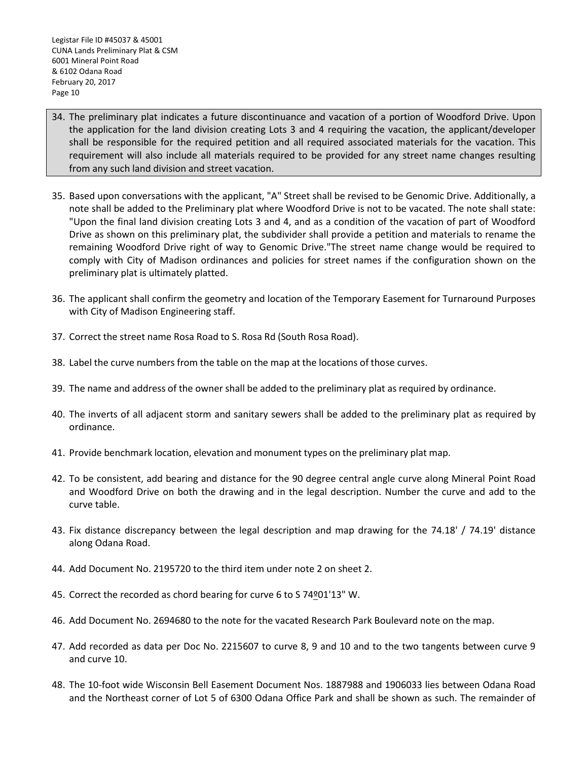34. The preliminary plat indicates a future discontinuance and vacation of a portion of Woodford Drive. Upon the application for the land division creating Lots 3 and 4 requiring the vacation, the applicant/developer shall be responsible for the required petition and all required associated materials for the vacation. This requirement will also include all materials required to be provided for any street name changes resulting from any such land division and street vacation.

35. Based upon conversations with the applicant, "A" Street shall be revised to be Genomic Drive. Additionally, a note shall be added to the Preliminary plat where Woodford Drive is not to be vacated. The note shall state: "Upon the final land division creating Lots 3 and 4, and as a condition of the vacation of part of Woodford Drive as shown on this preliminary plat, the subdivider shall provide a petition and materials to rename the remaining Woodford Drive right of way to Genomic Drive."The street name change would be required to comply with City of Madison ordinances and policies for street names if the configuration shown on the preliminary plat is ultimately platted.

36. The applicant shall confirm the geometry and location of the Temporary Easement for Turnaround Purposes with City of Madison Engineering staff.

37. Correct the street name Rosa Road to S. Rosa Rd (South Rosa Road).

38. Label the curve numbers from the table on the map at the locations of those curves.

39. The name and address of the owner shall be added to the preliminary plat as required by ordinance.

40. The inverts of all adjacent storm and sanitary sewers shall be added to the preliminary plat as required by ordinance.

41. Provide benchmark location, elevation and monument types on the preliminary plat map.

42. To be consistent, add bearing and distance for the 90 degree central angle curve along Mineral Point Road and Woodford Drive on both the drawing and in the legal description. Number the curve and add to the curve table.

43. Fix distance discrepancy between the legal description and map drawing for the 74.18' / 74.19' distance along Odana Road.

44. Add Document No. 2195720 to the third item under note 2 on sheet 2.

45. Correct the recorded as chord bearing for curve 6 to S 74º01'13" W.

46. Add Document No. 2694680 to the note for the vacated Research Park Boulevard note on the map.

47. Add recorded as data per Doc No. 2215607 to curve 8, 9 and 10 and to the two tangents between curve 9 and curve 10.

48. The 10-foot wide Wisconsin Bell Easement Document Nos. 1887988 and 1906033 lies between Odana Road and the Northeast corner of Lot 5 of 6300 Odana Office Park and shall be shown as such. The remainder of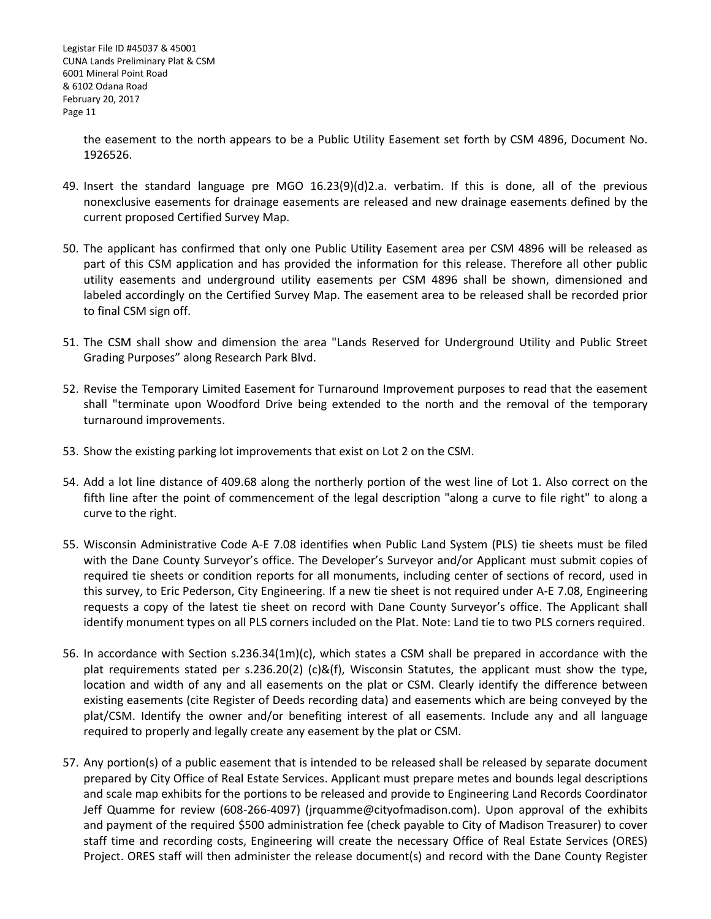the easement to the north appears to be a Public Utility Easement set forth by CSM 4896, Document No. 1926526.

49. Insert the standard language pre MGO 16.23(9)(d)2.a. verbatim. If this is done, all of the previous nonexclusive easements for drainage easements are released and new drainage easements defined by the current proposed Certified Survey Map.

50. The applicant has confirmed that only one Public Utility Easement area per CSM 4896 will be released as part of this CSM application and has provided the information for this release. Therefore all other public utility easements and underground utility easements per CSM 4896 shall be shown, dimensioned and labeled accordingly on the Certified Survey Map. The easement area to be released shall be recorded prior to final CSM sign off.

51. The CSM shall show and dimension the area "Lands Reserved for Underground Utility and Public Street Grading Purposes" along Research Park Blvd.

52. Revise the Temporary Limited Easement for Turnaround Improvement purposes to read that the easement shall "terminate upon Woodford Drive being extended to the north and the removal of the temporary turnaround improvements.

53. Show the existing parking lot improvements that exist on Lot 2 on the CSM.

54. Add a lot line distance of 409.68 along the northerly portion of the west line of Lot 1. Also correct on the fifth line after the point of commencement of the legal description "along a curve to file right" to along a curve to the right.

55. Wisconsin Administrative Code A-E 7.08 identifies when Public Land System (PLS) tie sheets must be filed with the Dane County Surveyor's office. The Developer's Surveyor and/or Applicant must submit copies of required tie sheets or condition reports for all monuments, including center of sections of record, used in this survey, to Eric Pederson, City Engineering. If a new tie sheet is not required under A-E 7.08, Engineering requests a copy of the latest tie sheet on record with Dane County Surveyor's office. The Applicant shall identify monument types on all PLS corners included on the Plat. Note: Land tie to two PLS corners required.

56. In accordance with Section s.236.34(1m)(c), which states a CSM shall be prepared in accordance with the plat requirements stated per s.236.20(2) (c)&(f), Wisconsin Statutes, the applicant must show the type, location and width of any and all easements on the plat or CSM. Clearly identify the difference between existing easements (cite Register of Deeds recording data) and easements which are being conveyed by the plat/CSM. Identify the owner and/or benefiting interest of all easements. Include any and all language required to properly and legally create any easement by the plat or CSM.

57. Any portion(s) of a public easement that is intended to be released shall be released by separate document prepared by City Office of Real Estate Services. Applicant must prepare metes and bounds legal descriptions and scale map exhibits for the portions to be released and provide to Engineering Land Records Coordinator Jeff Quamme for review (608-266-4097) (jrquamme@cityofmadison.com). Upon approval of the exhibits and payment of the required $500 administration fee (check payable to City of Madison Treasurer) to cover staff time and recording costs, Engineering will create the necessary Office of Real Estate Services (ORES) Project. ORES staff will then administer the release document(s) and record with the Dane County Register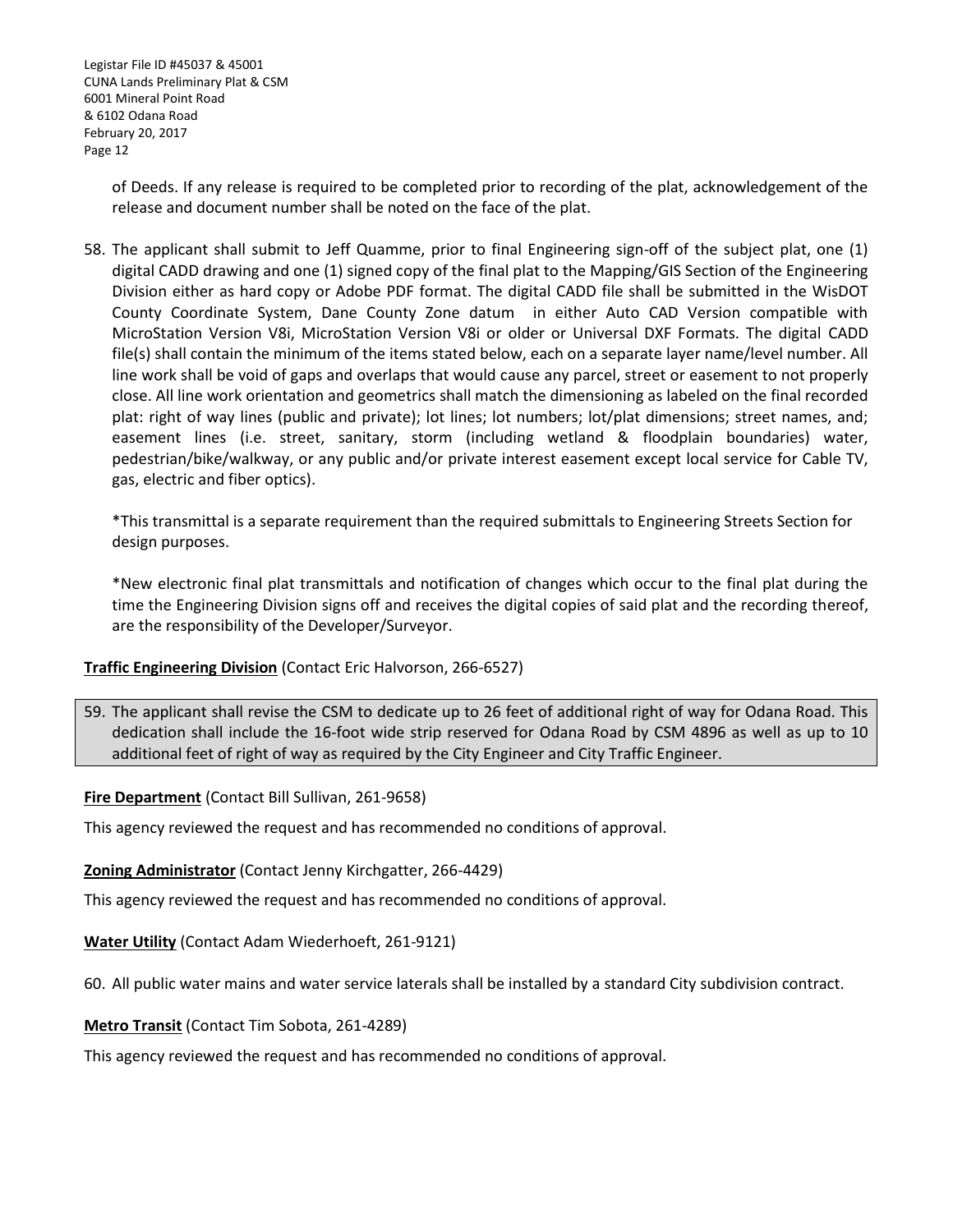of Deeds. If any release is required to be completed prior to recording of the plat, acknowledgement of the release and document number shall be noted on the face of the plat.

58. The applicant shall submit to Jeff Quamme, prior to final Engineering sign-off of the subject plat, one (1) digital CADD drawing and one (1) signed copy of the final plat to the Mapping/GIS Section of the Engineering Division either as hard copy or Adobe PDF format. The digital CADD file shall be submitted in the WisDOT County Coordinate System, Dane County Zone datum in either Auto CAD Version compatible with MicroStation Version V8i, MicroStation Version V8i or older or Universal DXF Formats. The digital CADD file(s) shall contain the minimum of the items stated below, each on a separate layer name/level number. All line work shall be void of gaps and overlaps that would cause any parcel, street or easement to not properly close. All line work orientation and geometrics shall match the dimensioning as labeled on the final recorded plat: right of way lines (public and private); lot lines; lot numbers; lot/plat dimensions; street names, and; easement lines (i.e. street, sanitary, storm (including wetland & floodplain boundaries) water, pedestrian/bike/walkway, or any public and/or private interest easement except local service for Cable TV, gas, electric and fiber optics).

   *This transmittal is a separate requirement than the required submittals to Engineering Streets Section for design purposes.

   *New electronic final plat transmittals and notification of changes which occur to the final plat during the time the Engineering Division signs off and receives the digital copies of said plat and the recording thereof, are the responsibility of the Developer/Surveyor.

**Traffic Engineering Division** (Contact Eric Halvorson, 266-6527)

59. The applicant shall revise the CSM to dedicate up to 26 feet of additional right of way for Odana Road. This dedication shall include the 16-foot wide strip reserved for Odana Road by CSM 4896 as well as up to 10 additional feet of right of way as required by the City Engineer and City Traffic Engineer.

**Fire Department** (Contact Bill Sullivan, 261-9658)

This agency reviewed the request and has recommended no conditions of approval.

**Zoning Administrator** (Contact Jenny Kirchgatter, 266-4429)

This agency reviewed the request and has recommended no conditions of approval.

**Water Utility** (Contact Adam Wiederhoeft, 261-9121)

60. All public water mains and water service laterals shall be installed by a standard City subdivision contract.

**Metro Transit** (Contact Tim Sobota, 261-4289)

This agency reviewed the request and has recommended no conditions of approval.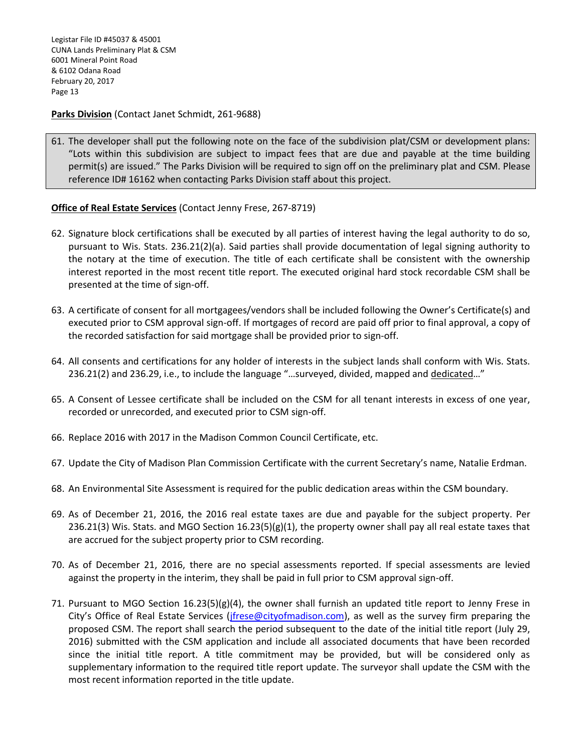**Parks Division** (Contact Janet Schmidt, 261-9688)

61. The developer shall put the following note on the face of the subdivision plat/CSM or development plans: "Lots within this subdivision are subject to impact fees that are due and payable at the time building permit(s) are issued." The Parks Division will be required to sign off on the preliminary plat and CSM. Please reference ID# 16162 when contacting Parks Division staff about this project.

**Office of Real Estate Services** (Contact Jenny Frese, 267-8719)

62. Signature block certifications shall be executed by all parties of interest having the legal authority to do so, pursuant to Wis. Stats. 236.21(2)(a). Said parties shall provide documentation of legal signing authority to the notary at the time of execution. The title of each certificate shall be consistent with the ownership interest reported in the most recent title report. The executed original hard stock recordable CSM shall be presented at the time of sign-off.

63. A certificate of consent for all mortgagees/vendors shall be included following the Owner's Certificate(s) and executed prior to CSM approval sign-off. If mortgages of record are paid off prior to final approval, a copy of the recorded satisfaction for said mortgage shall be provided prior to sign-off.

64. All consents and certifications for any holder of interests in the subject lands shall conform with Wis. Stats. 236.21(2) and 236.29, i.e., to include the language "…surveyed, divided, mapped and dedicated…"

65. A Consent of Lessee certificate shall be included on the CSM for all tenant interests in excess of one year, recorded or unrecorded, and executed prior to CSM sign-off.

66. Replace 2016 with 2017 in the Madison Common Council Certificate, etc.

67. Update the City of Madison Plan Commission Certificate with the current Secretary's name, Natalie Erdman.

68. An Environmental Site Assessment is required for the public dedication areas within the CSM boundary.

69. As of December 21, 2016, the 2016 real estate taxes are due and payable for the subject property. Per 236.21(3) Wis. Stats. and MGO Section 16.23(5)(g)(1), the property owner shall pay all real estate taxes that are accrued for the subject property prior to CSM recording.

70. As of December 21, 2016, there are no special assessments reported. If special assessments are levied against the property in the interim, they shall be paid in full prior to CSM approval sign-off.

71. Pursuant to MGO Section 16.23(5)(g)(4), the owner shall furnish an updated title report to Jenny Frese in City's Office of Real Estate Services (jfrese@cityofmadison.com), as well as the survey firm preparing the proposed CSM. The report shall search the period subsequent to the date of the initial title report (July 29, 2016) submitted with the CSM application and include all associated documents that have been recorded since the initial title report. A title commitment may be provided, but will be considered only as supplementary information to the required title report update. The surveyor shall update the CSM with the most recent information reported in the title update.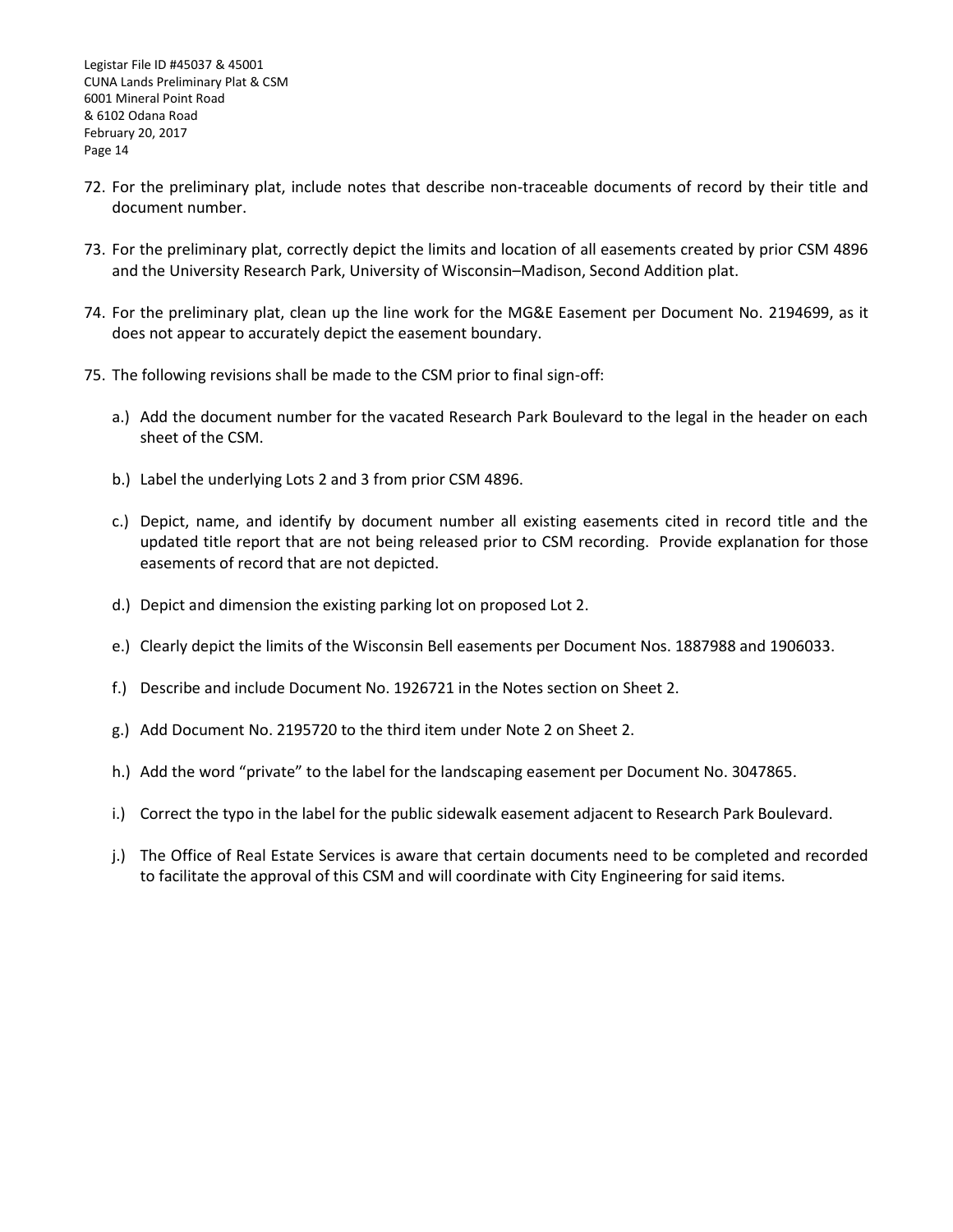72. For the preliminary plat, include notes that describe non-traceable documents of record by their title and document number.

73. For the preliminary plat, correctly depict the limits and location of all easements created by prior CSM 4896 and the University Research Park, University of Wisconsin–Madison, Second Addition plat.

74. For the preliminary plat, clean up the line work for the MG&E Easement per Document No. 2194699, as it does not appear to accurately depict the easement boundary.

75. The following revisions shall be made to the CSM prior to final sign-off:

    a.) Add the document number for the vacated Research Park Boulevard to the legal in the header on each sheet of the CSM.

    b.) Label the underlying Lots 2 and 3 from prior CSM 4896.

    c.) Depict, name, and identify by document number all existing easements cited in record title and the updated title report that are not being released prior to CSM recording. Provide explanation for those easements of record that are not depicted.

    d.) Depict and dimension the existing parking lot on proposed Lot 2.

    e.) Clearly depict the limits of the Wisconsin Bell easements per Document Nos. 1887988 and 1906033.

    f.) Describe and include Document No. 1926721 in the Notes section on Sheet 2.

    g.) Add Document No. 2195720 to the third item under Note 2 on Sheet 2.

    h.) Add the word "private" to the label for the landscaping easement per Document No. 3047865.

    i.) Correct the typo in the label for the public sidewalk easement adjacent to Research Park Boulevard.

    j.) The Office of Real Estate Services is aware that certain documents need to be completed and recorded to facilitate the approval of this CSM and will coordinate with City Engineering for said items.